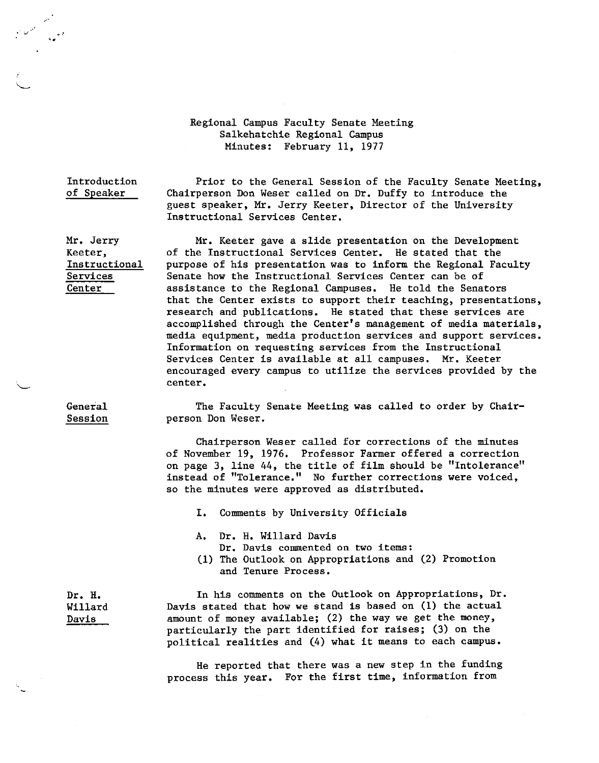Regional Campus Faculty Senate Meeting
Salkehatchie Regional Campus
Minutes: February 11, 1977

**Introduction of Speaker**

Prior to the General Session of the Faculty Senate Meeting, Chairperson Don Weser called on Dr. Duffy to introduce the guest speaker, Mr. Jerry Keeter, Director of the University Instructional Services Center.

**Mr. Jerry Keeter, Instructional Services Center**

Mr. Keeter gave a slide presentation on the Development of the Instructional Services Center. He stated that the purpose of his presentation was to inform the Regional Faculty Senate how the Instructional Services Center can be of assistance to the Regional Campuses. He told the Senators that the Center exists to support their teaching, presentations, research and publications. He stated that these services are accomplished through the Center's management of media materials, media equipment, media production services and support services. Information on requesting services from the Instructional Services Center is available at all campuses. Mr. Keeter encouraged every campus to utilize the services provided by the center.

**General Session**

The Faculty Senate Meeting was called to order by Chairperson Don Weser.

Chairperson Weser called for corrections of the minutes of November 19, 1976. Professor Farmer offered a correction on page 3, line 44, the title of film should be "Intolerance" instead of "Tolerance." No further corrections were voiced, so the minutes were approved as distributed.

I. Comments by University Officials

A. Dr. H. Willard Davis
Dr. Davis commented on two items:
(1) The Outlook on Appropriations and (2) Promotion and Tenure Process.

**Dr. H. Willard Davis**

In his comments on the Outlook on Appropriations, Dr. Davis stated that how we stand is based on (1) the actual amount of money available; (2) the way we get the money, particularly the part identified for raises; (3) on the political realities and (4) what it means to each campus.

He reported that there was a new step in the funding process this year. For the first time, information from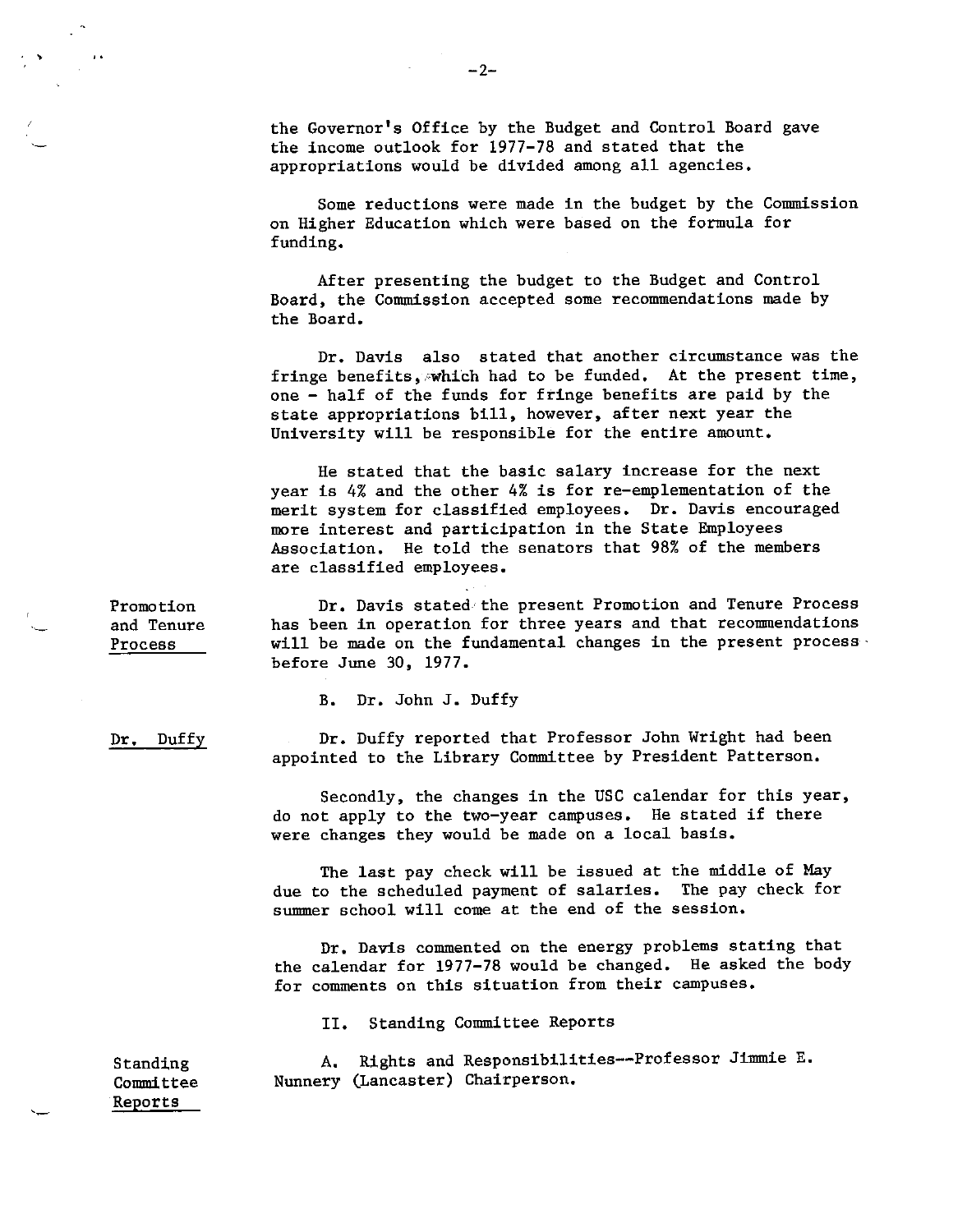the Governor's Office by the Budget and Control Board gave the income outlook for 1977-78 and stated that the appropriations would be divided among all agencies.

Some reductions were made in the budget by the Commission on Higher Education which were based on the formula for funding.

After presenting the budget to the Budget and Control Board, the Commission accepted some recommendations made by the Board.

Dr. Davis also stated that another circumstance was the fringe benefits, which had to be funded. At the present time, one - half of the funds for fringe benefits are paid by the state appropriations bill, however, after next year the University will be responsible for the entire amount.

He stated that the basic salary increase for the next year is 4% and the other 4% is for re-emplementation of the merit system for classified employees. Dr. Davis encouraged more interest and participation in the State Employees Association. He told the senators that 98% of the members are classified employees.

**Promotion and Tenure Process**

Dr. Davis stated the present Promotion and Tenure Process has been in operation for three years and that recommendations will be made on the fundamental changes in the present process before June 30, 1977.

B. Dr. John J. Duffy

**Dr. Duffy**

Dr. Duffy reported that Professor John Wright had been appointed to the Library Committee by President Patterson.

Secondly, the changes in the USC calendar for this year, do not apply to the two-year campuses. He stated if there were changes they would be made on a local basis.

The last pay check will be issued at the middle of May due to the scheduled payment of salaries. The pay check for summer school will come at the end of the session.

Dr. Davis commented on the energy problems stating that the calendar for 1977-78 would be changed. He asked the body for comments on this situation from their campuses.

II. Standing Committee Reports

**Standing Committee Reports**

A. Rights and Responsibilities--Professor Jimmie E. Nunnery (Lancaster) Chairperson.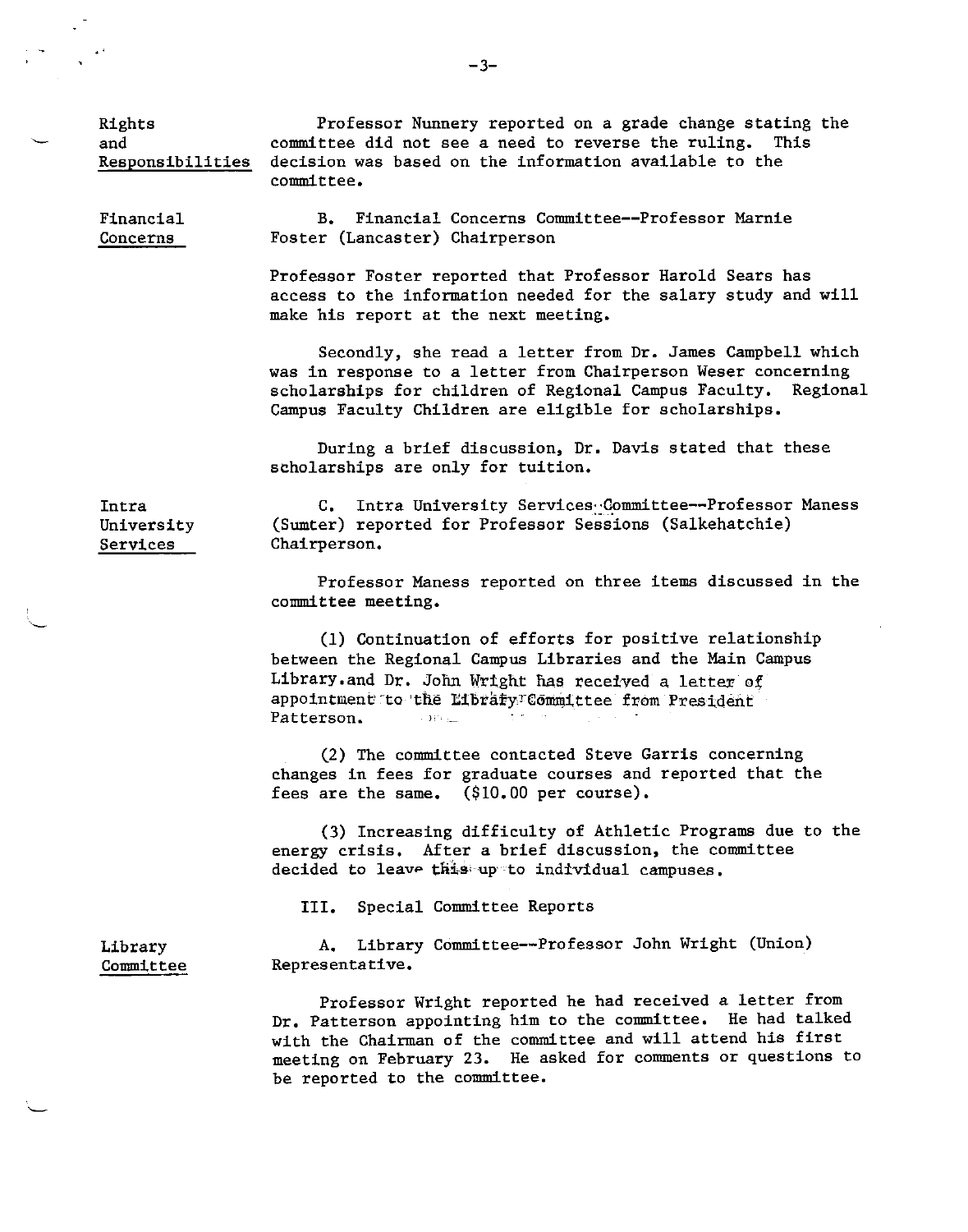Rights and Responsibilities

Professor Nunnery reported on a grade change stating the committee did not see a need to reverse the ruling. This decision was based on the information available to the committee.

Financial Concerns

B. Financial Concerns Committee--Professor Marnie Foster (Lancaster) Chairperson

Professor Foster reported that Professor Harold Sears has access to the information needed for the salary study and will make his report at the next meeting.

Secondly, she read a letter from Dr. James Campbell which was in response to a letter from Chairperson Weser concerning scholarships for children of Regional Campus Faculty. Regional Campus Faculty Children are eligible for scholarships.

During a brief discussion, Dr. Davis stated that these scholarships are only for tuition.

Intra University Services

C. Intra University Services Committee--Professor Maness (Sumter) reported for Professor Sessions (Salkehatchie) Chairperson.

Professor Maness reported on three items discussed in the committee meeting.

(1) Continuation of efforts for positive relationship between the Regional Campus Libraries and the Main Campus Library. and Dr. John Wright has received a letter of appointment to the Library Committee from President Patterson.

(2) The committee contacted Steve Garris concerning changes in fees for graduate courses and reported that the fees are the same. ($10.00 per course).

(3) Increasing difficulty of Athletic Programs due to the energy crisis. After a brief discussion, the committee decided to leave this up to individual campuses.

III. Special Committee Reports

Library Committee

A. Library Committee--Professor John Wright (Union) Representative.

Professor Wright reported he had received a letter from Dr. Patterson appointing him to the committee. He had talked with the Chairman of the committee and will attend his first meeting on February 23. He asked for comments or questions to be reported to the committee.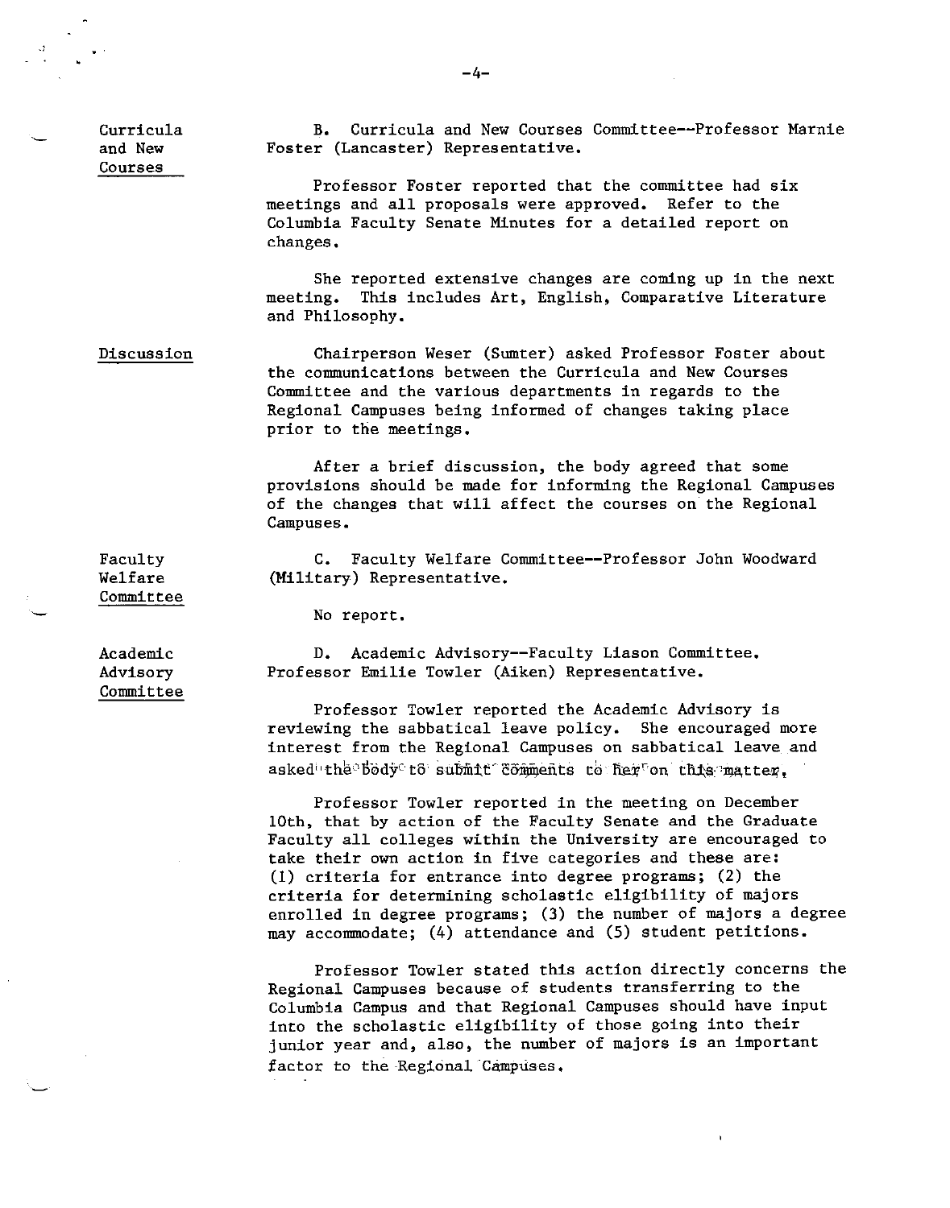**Curricula and New Courses**

B. Curricula and New Courses Committee--Professor Marnie Foster (Lancaster) Representative.

Professor Foster reported that the committee had six meetings and all proposals were approved. Refer to the Columbia Faculty Senate Minutes for a detailed report on changes.

She reported extensive changes are coming up in the next meeting. This includes Art, English, Comparative Literature and Philosophy.

**Discussion**

Chairperson Weser (Sumter) asked Professor Foster about the communications between the Curricula and New Courses Committee and the various departments in regards to the Regional Campuses being informed of changes taking place prior to the meetings.

After a brief discussion, the body agreed that some provisions should be made for informing the Regional Campuses of the changes that will affect the courses on the Regional Campuses.

**Faculty Welfare Committee**

C. Faculty Welfare Committee--Professor John Woodward (Military) Representative.

No report.

**Academic Advisory Committee**

D. Academic Advisory--Faculty Liason Committee. Professor Emilie Towler (Aiken) Representative.

Professor Towler reported the Academic Advisory is reviewing the sabbatical leave policy. She encouraged more interest from the Regional Campuses on sabbatical leave and asked the body to submit comments to her on this matter.

Professor Towler reported in the meeting on December 10th, that by action of the Faculty Senate and the Graduate Faculty all colleges within the University are encouraged to take their own action in five categories and these are: (1) criteria for entrance into degree programs; (2) the criteria for determining scholastic eligibility of majors enrolled in degree programs; (3) the number of majors a degree may accommodate; (4) attendance and (5) student petitions.

Professor Towler stated this action directly concerns the Regional Campuses because of students transferring to the Columbia Campus and that Regional Campuses should have input into the scholastic eligibility of those going into their junior year and, also, the number of majors is an important factor to the Regional Campuses.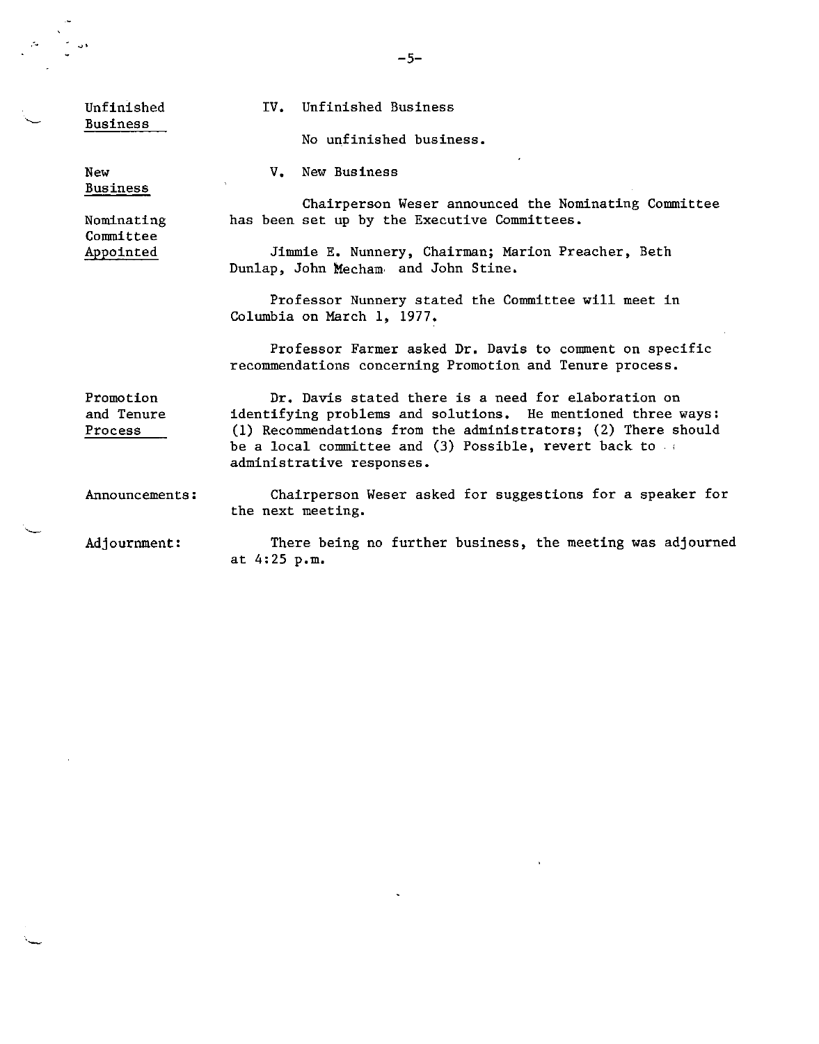**Unfinished Business**

IV. Unfinished Business

No unfinished business.

**New Business**

V. New Business

**Nominating Committee Appointed**

Chairperson Weser announced the Nominating Committee has been set up by the Executive Committees.

Jimmie E. Nunnery, Chairman; Marion Preacher, Beth Dunlap, John Mecham and John Stine.

Professor Nunnery stated the Committee will meet in Columbia on March 1, 1977.

Professor Farmer asked Dr. Davis to comment on specific recommendations concerning Promotion and Tenure process.

**Promotion and Tenure Process**

Dr. Davis stated there is a need for elaboration on identifying problems and solutions. He mentioned three ways: (1) Recommendations from the administrators; (2) There should be a local committee and (3) Possible, revert back to administrative responses.

**Announcements:**

Chairperson Weser asked for suggestions for a speaker for the next meeting.

**Adjournment:**

There being no further business, the meeting was adjourned at 4:25 p.m.